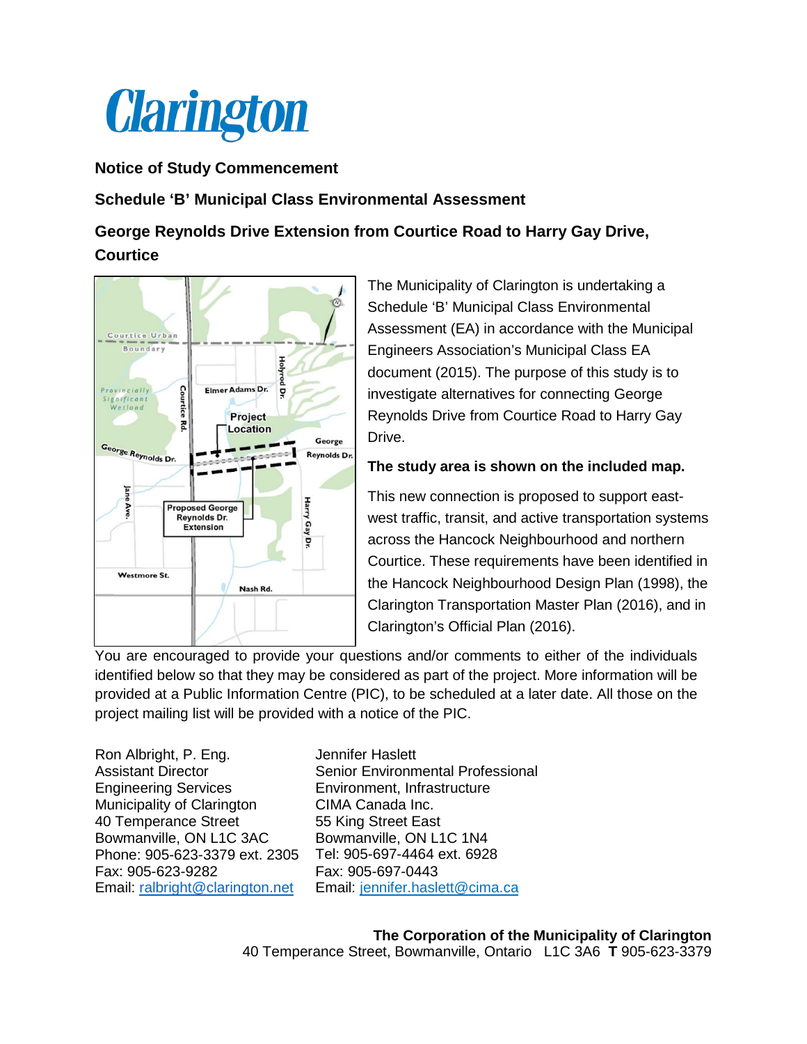# Clarington

**Notice of Study Commencement**

**Schedule 'B' Municipal Class Environmental Assessment**

**George Reynolds Drive Extension from Courtice Road to Harry Gay Drive, Courtice**

The Municipality of Clarington is undertaking a Schedule 'B' Municipal Class Environmental Assessment (EA) in accordance with the Municipal Engineers Association's Municipal Class EA document (2015). The purpose of this study is to investigate alternatives for connecting George Reynolds Drive from Courtice Road to Harry Gay Drive.

**The study area is shown on the included map.**

This new connection is proposed to support east-west traffic, transit, and active transportation systems across the Hancock Neighbourhood and northern Courtice. These requirements have been identified in the Hancock Neighbourhood Design Plan (1998), the Clarington Transportation Master Plan (2016), and in Clarington's Official Plan (2016).

You are encouraged to provide your questions and/or comments to either of the individuals identified below so that they may be considered as part of the project. More information will be provided at a Public Information Centre (PIC), to be scheduled at a later date. All those on the project mailing list will be provided with a notice of the PIC.

Ron Albright, P. Eng.
Assistant Director
Engineering Services
Municipality of Clarington
40 Temperance Street
Bowmanville, ON L1C 3AC
Phone: 905-623-3379 ext. 2305
Fax: 905-623-9282
Email: ralbright@clarington.net

Jennifer Haslett
Senior Environmental Professional
Environment, Infrastructure
CIMA Canada Inc.
55 King Street East
Bowmanville, ON L1C 1N4
Tel: 905-697-4464 ext. 6928
Fax: 905-697-0443
Email: jennifer.haslett@cima.ca

**The Corporation of the Municipality of Clarington**
40 Temperance Street, Bowmanville, Ontario L1C 3A6 **T** 905-623-3379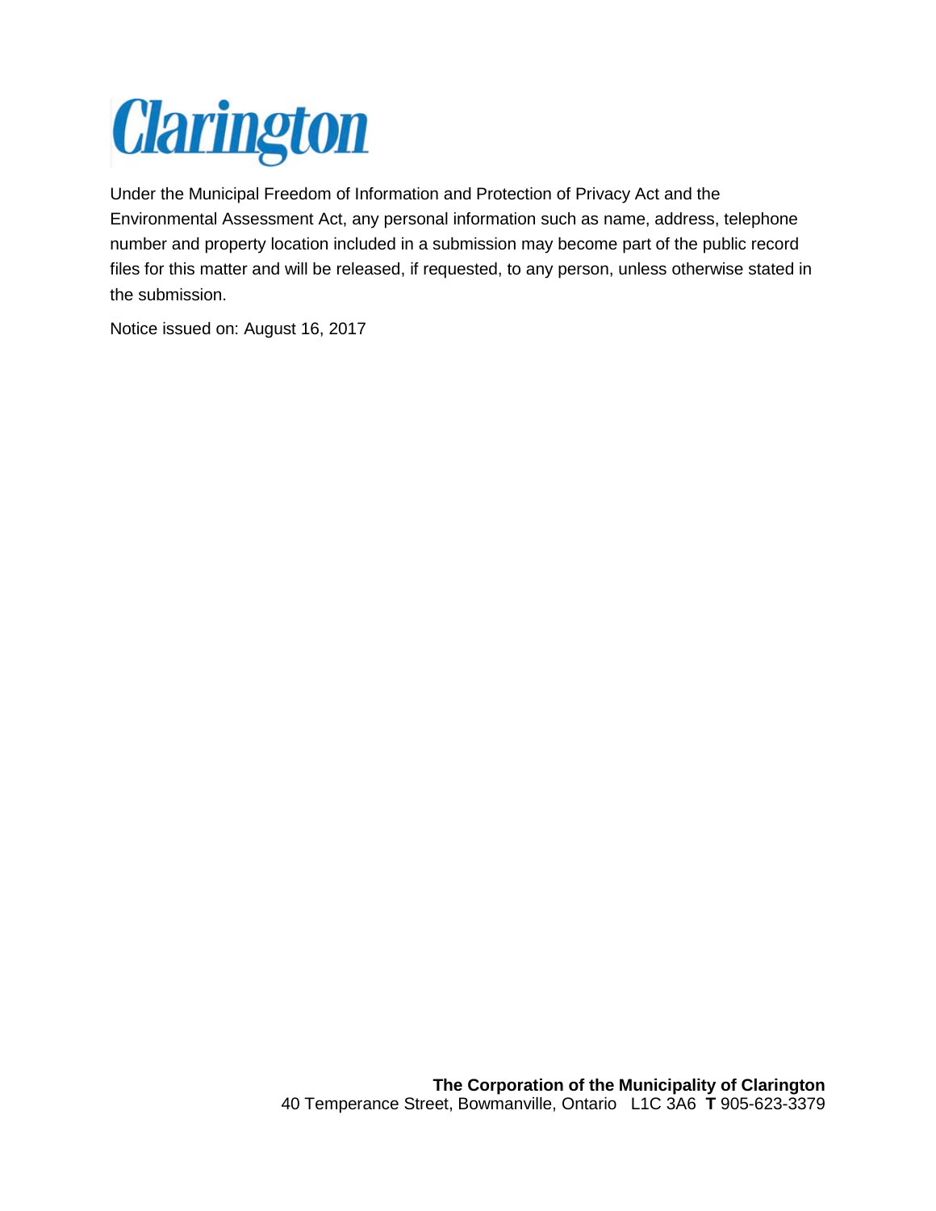Clarington

Under the Municipal Freedom of Information and Protection of Privacy Act and the Environmental Assessment Act, any personal information such as name, address, telephone number and property location included in a submission may become part of the public record files for this matter and will be released, if requested, to any person, unless otherwise stated in the submission.

Notice issued on: August 16, 2017

**The Corporation of the Municipality of Clarington**
40 Temperance Street, Bowmanville, Ontario L1C 3A6 **T** 905-623-3379